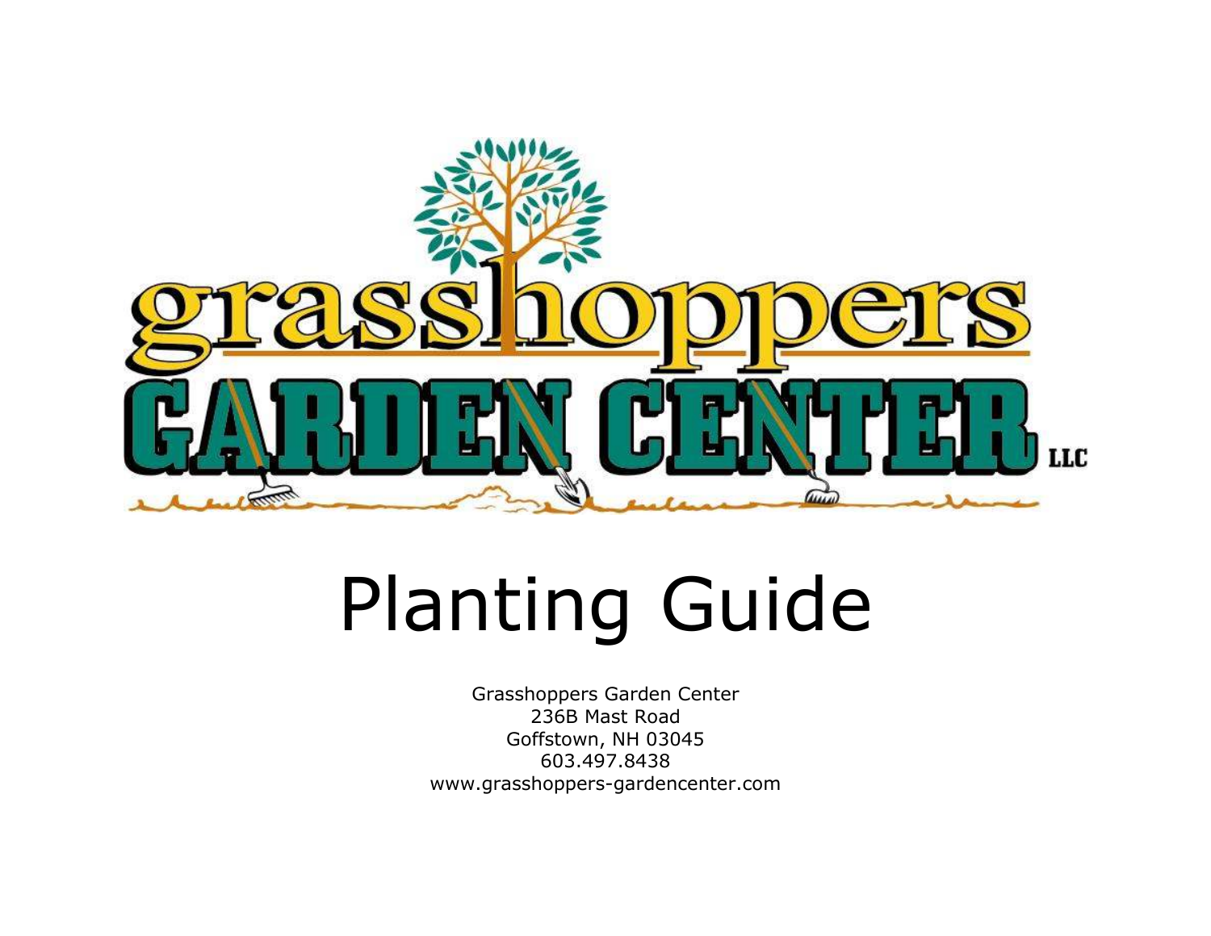grasshoppers

GARDEN CENTER LLC

# Planting Guide

Grasshoppers Garden Center  
236B Mast Road  
Goffstown, NH 03045  
603.497.8438  
www.grasshoppers-gardencenter.com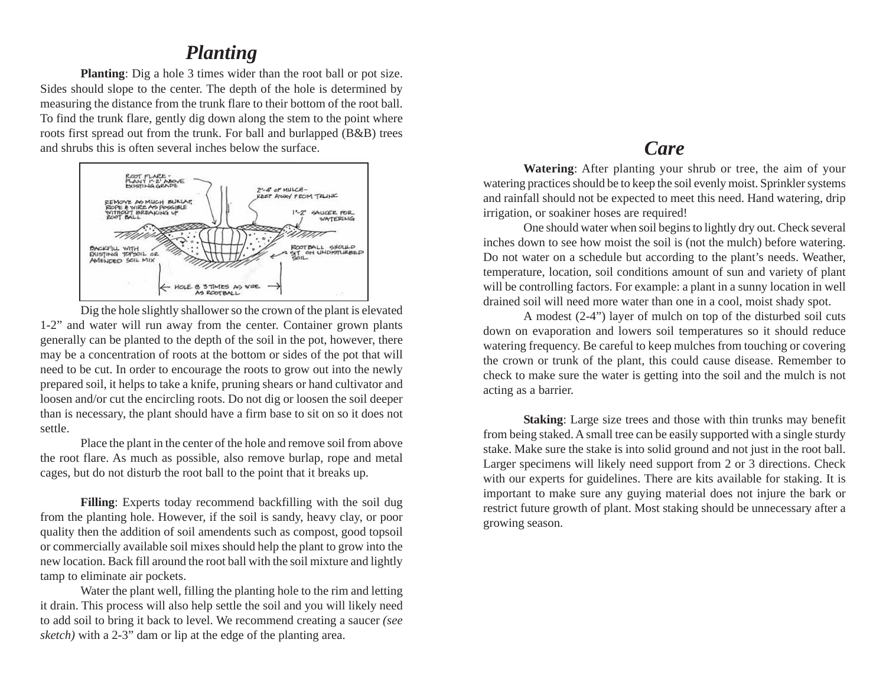## *Planting*

**Planting**: Dig a hole 3 times wider than the root ball or pot size. Sides should slope to the center. The depth of the hole is determined by measuring the distance from the trunk flare to their bottom of the root ball. To find the trunk flare, gently dig down along the stem to the point where roots first spread out from the trunk. For ball and burlapped (B&B) trees and shrubs this is often several inches below the surface.

ROOT FLARE - PLANT 1"-2" ABOVE EXISTING GRADE

2"-4" OF MULCH - KEEP AWAY FROM TRUNK

REMOVE AS MUCH BURLAP, ROPE & WIRE AS POSSIBLE WITHOUT BREAKING UP ROOT BALL

1"-2" SAUCER FOR WATERING

BACKFILL WITH EXISTING TOPSOIL OR AMENDED SOIL MIX

ROOTBALL SHOULD SIT ON UNDISTURBED SOIL

HOLE @ 3 TIMES AS WIDE AS ROOTBALL

Dig the hole slightly shallower so the crown of the plant is elevated 1-2" and water will run away from the center. Container grown plants generally can be planted to the depth of the soil in the pot, however, there may be a concentration of roots at the bottom or sides of the pot that will need to be cut. In order to encourage the roots to grow out into the newly prepared soil, it helps to take a knife, pruning shears or hand cultivator and loosen and/or cut the encircling roots. Do not dig or loosen the soil deeper than is necessary, the plant should have a firm base to sit on so it does not settle.

Place the plant in the center of the hole and remove soil from above the root flare. As much as possible, also remove burlap, rope and metal cages, but do not disturb the root ball to the point that it breaks up.

**Filling**: Experts today recommend backfilling with the soil dug from the planting hole. However, if the soil is sandy, heavy clay, or poor quality then the addition of soil amendments such as compost, good topsoil or commercially available soil mixes should help the plant to grow into the new location. Back fill around the root ball with the soil mixture and lightly tamp to eliminate air pockets.

Water the plant well, filling the planting hole to the rim and letting it drain. This process will also help settle the soil and you will likely need to add soil to bring it back to level. We recommend creating a saucer *(see sketch)* with a 2-3" dam or lip at the edge of the planting area.

## *Care*

**Watering**: After planting your shrub or tree, the aim of your watering practices should be to keep the soil evenly moist. Sprinkler systems and rainfall should not be expected to meet this need. Hand watering, drip irrigation, or soakiner hoses are required!

One should water when soil begins to lightly dry out. Check several inches down to see how moist the soil is (not the mulch) before watering. Do not water on a schedule but according to the plant's needs. Weather, temperature, location, soil conditions amount of sun and variety of plant will be controlling factors. For example: a plant in a sunny location in well drained soil will need more water than one in a cool, moist shady spot.

A modest (2-4") layer of mulch on top of the disturbed soil cuts down on evaporation and lowers soil temperatures so it should reduce watering frequency. Be careful to keep mulches from touching or covering the crown or trunk of the plant, this could cause disease. Remember to check to make sure the water is getting into the soil and the mulch is not acting as a barrier.

**Staking**: Large size trees and those with thin trunks may benefit from being staked. A small tree can be easily supported with a single sturdy stake. Make sure the stake is into solid ground and not just in the root ball. Larger specimens will likely need support from 2 or 3 directions. Check with our experts for guidelines. There are kits available for staking. It is important to make sure any guying material does not injure the bark or restrict future growth of plant. Most staking should be unnecessary after a growing season.